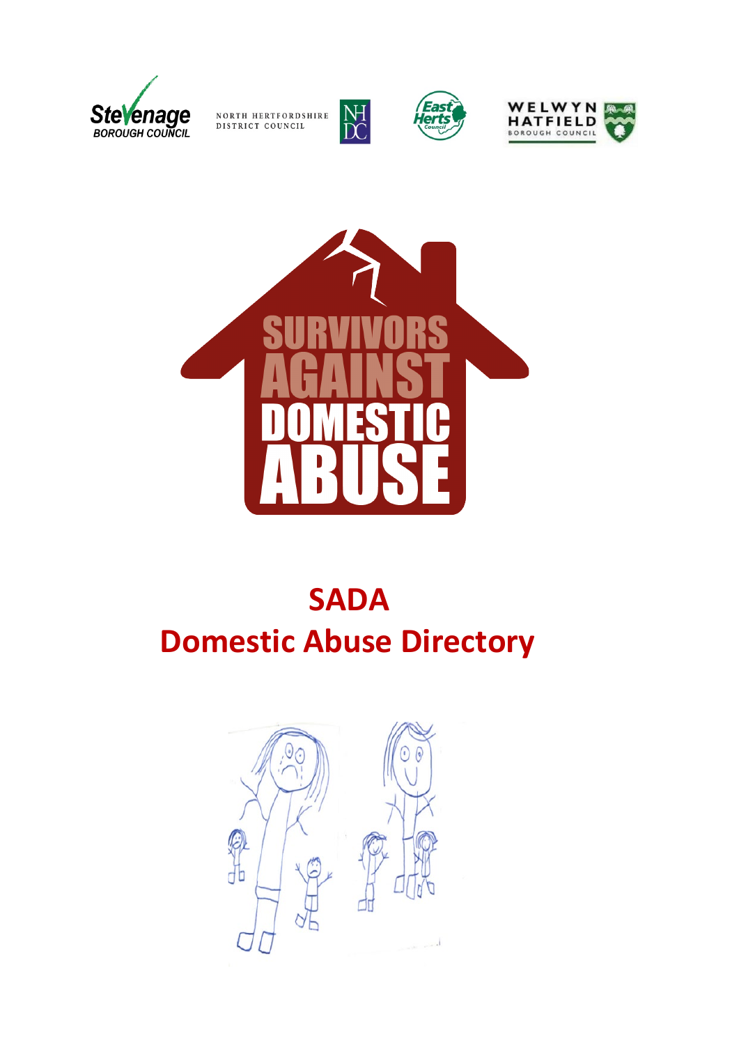# SADA

# Domestic Abuse Directory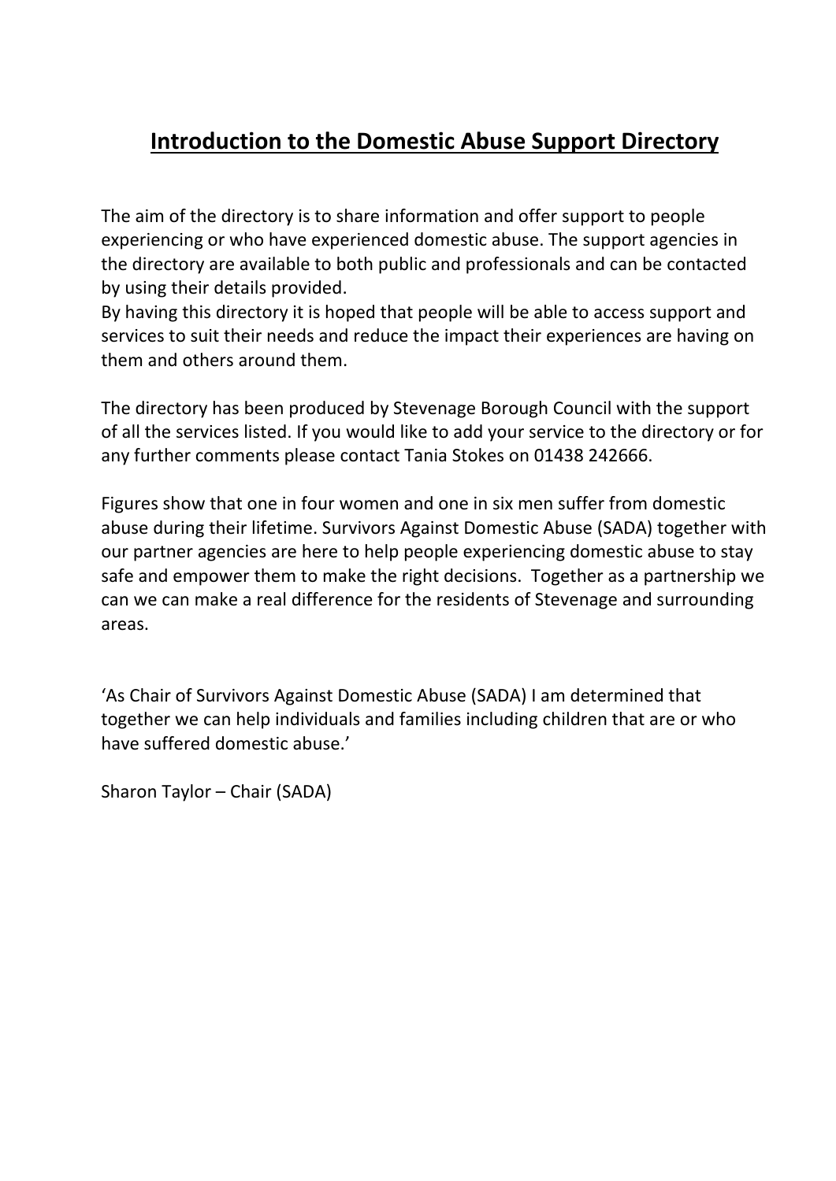# Introduction to the Domestic Abuse Support Directory

The aim of the directory is to share information and offer support to people experiencing or who have experienced domestic abuse. The support agencies in the directory are available to both public and professionals and can be contacted by using their details provided.
By having this directory it is hoped that people will be able to access support and services to suit their needs and reduce the impact their experiences are having on them and others around them.

The directory has been produced by Stevenage Borough Council with the support of all the services listed. If you would like to add your service to the directory or for any further comments please contact Tania Stokes on 01438 242666.

Figures show that one in four women and one in six men suffer from domestic abuse during their lifetime. Survivors Against Domestic Abuse (SADA) together with our partner agencies are here to help people experiencing domestic abuse to stay safe and empower them to make the right decisions. Together as a partnership we can we can make a real difference for the residents of Stevenage and surrounding areas.

'As Chair of Survivors Against Domestic Abuse (SADA) I am determined that together we can help individuals and families including children that are or who have suffered domestic abuse.'

Sharon Taylor – Chair (SADA)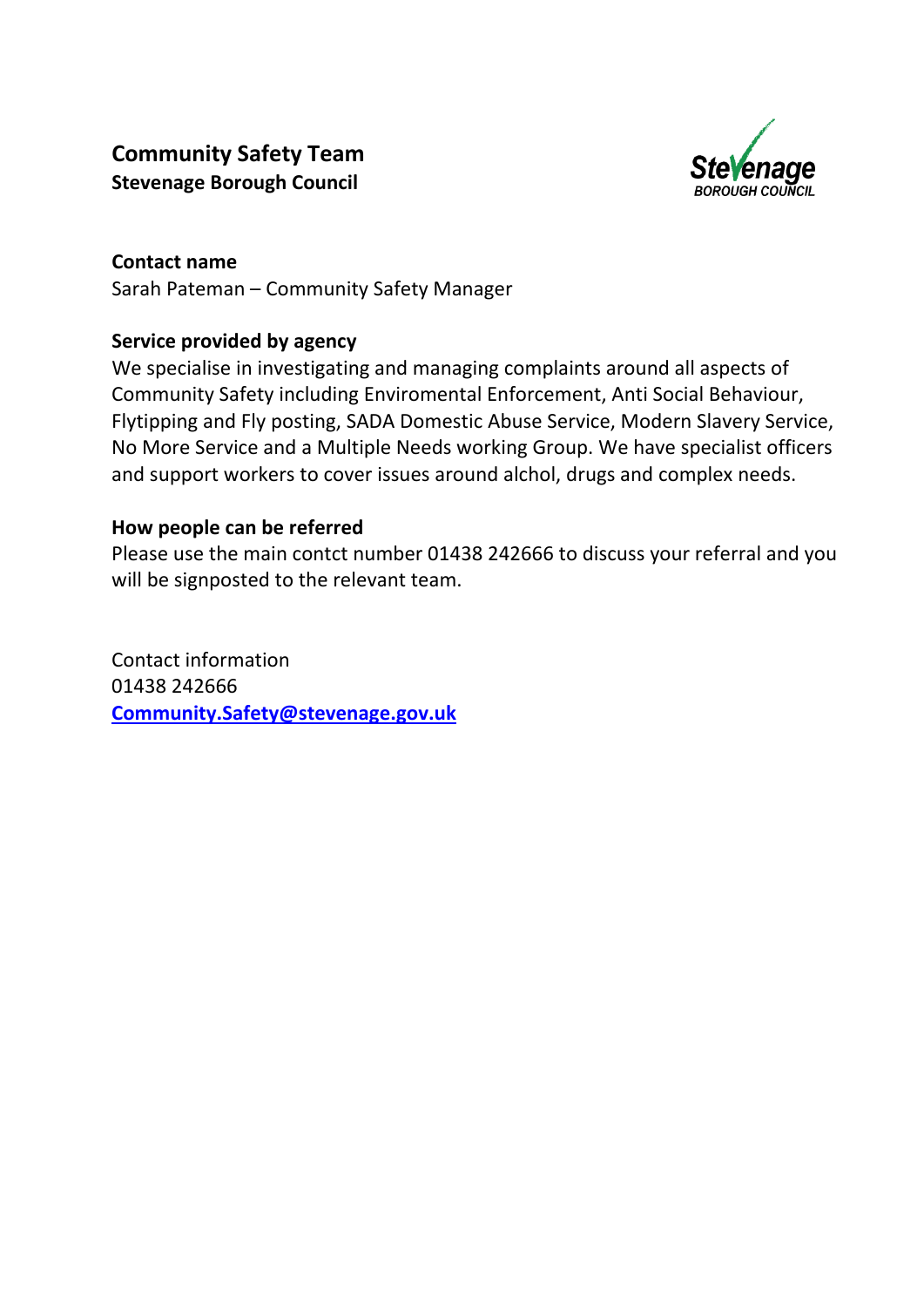## Community Safety Team

**Stevenage Borough Council**

**Contact name**

Sarah Pateman – Community Safety Manager

**Service provided by agency**

We specialise in investigating and managing complaints around all aspects of Community Safety including Enviromental Enforcement, Anti Social Behaviour, Flytipping and Fly posting, SADA Domestic Abuse Service, Modern Slavery Service, No More Service and a Multiple Needs working Group. We have specialist officers and support workers to cover issues around alchol, drugs and complex needs.

**How people can be referred**

Please use the main contct number 01438 242666 to discuss your referral and you will be signposted to the relevant team.

Contact information
01438 242666
**Community.Safety@stevenage.gov.uk**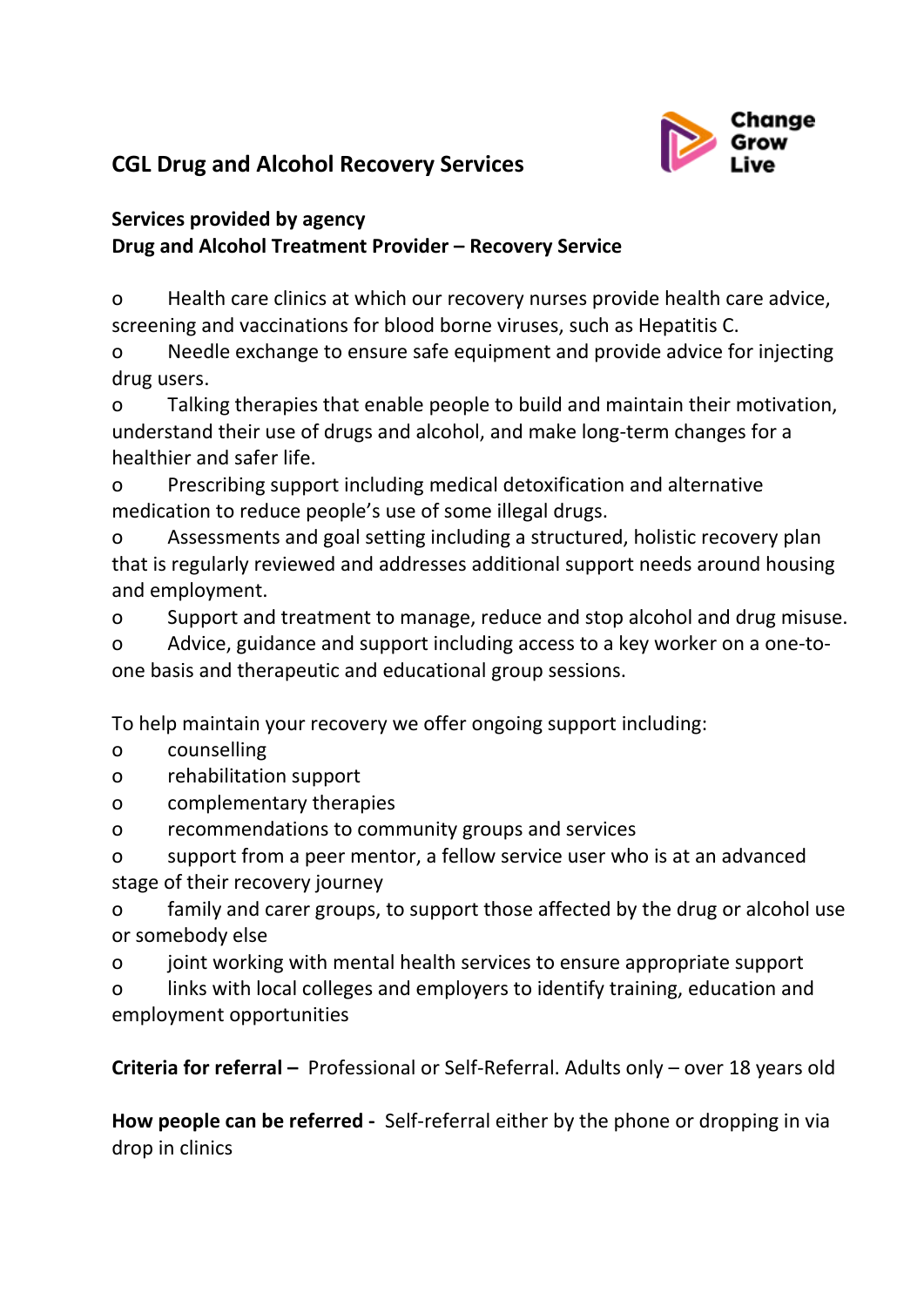## CGL Drug and Alcohol Recovery Services

**Services provided by agency**
**Drug and Alcohol Treatment Provider – Recovery Service**

- Health care clinics at which our recovery nurses provide health care advice, screening and vaccinations for blood borne viruses, such as Hepatitis C.
- Needle exchange to ensure safe equipment and provide advice for injecting drug users.
- Talking therapies that enable people to build and maintain their motivation, understand their use of drugs and alcohol, and make long-term changes for a healthier and safer life.
- Prescribing support including medical detoxification and alternative medication to reduce people's use of some illegal drugs.
- Assessments and goal setting including a structured, holistic recovery plan that is regularly reviewed and addresses additional support needs around housing and employment.
- Support and treatment to manage, reduce and stop alcohol and drug misuse.
- Advice, guidance and support including access to a key worker on a one-to-one basis and therapeutic and educational group sessions.

To help maintain your recovery we offer ongoing support including:

- counselling
- rehabilitation support
- complementary therapies
- recommendations to community groups and services
- support from a peer mentor, a fellow service user who is at an advanced stage of their recovery journey
- family and carer groups, to support those affected by the drug or alcohol use or somebody else
- joint working with mental health services to ensure appropriate support
- links with local colleges and employers to identify training, education and employment opportunities

**Criteria for referral –** Professional or Self-Referral. Adults only – over 18 years old

**How people can be referred -** Self-referral either by the phone or dropping in via drop in clinics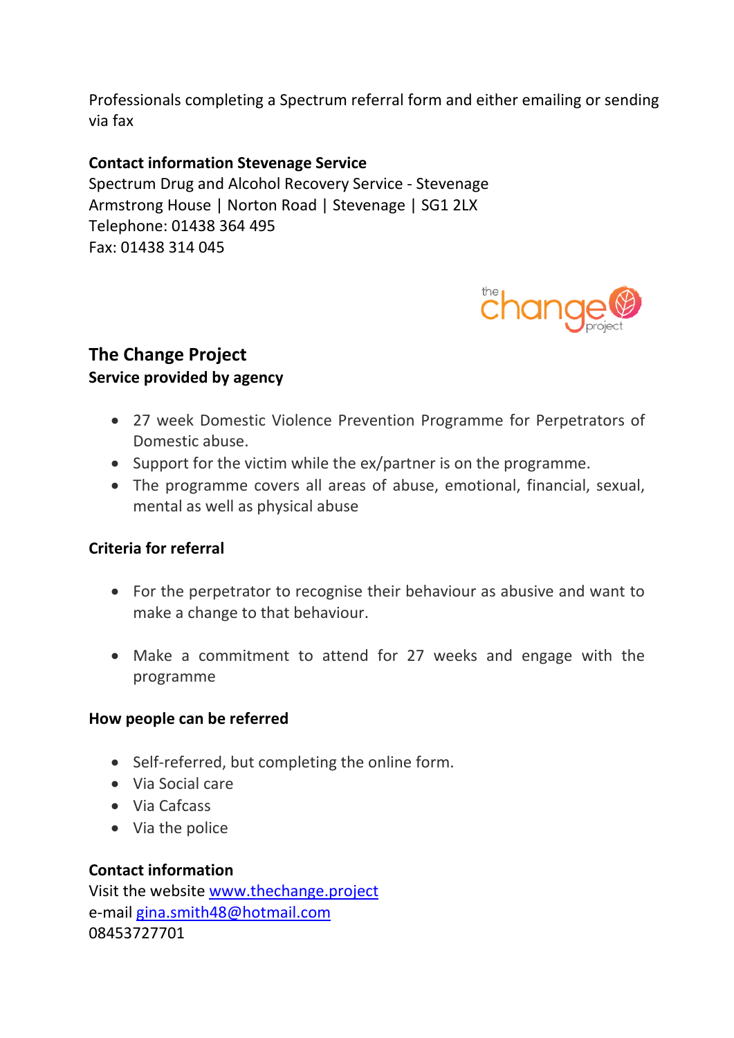Professionals completing a Spectrum referral form and either emailing or sending via fax

**Contact information Stevenage Service**
Spectrum Drug and Alcohol Recovery Service - Stevenage
Armstrong House | Norton Road | Stevenage | SG1 2LX
Telephone: 01438 364 495
Fax: 01438 314 045

## The Change Project

**Service provided by agency**

- 27 week Domestic Violence Prevention Programme for Perpetrators of Domestic abuse.
- Support for the victim while the ex/partner is on the programme.
- The programme covers all areas of abuse, emotional, financial, sexual, mental as well as physical abuse

**Criteria for referral**

- For the perpetrator to recognise their behaviour as abusive and want to make a change to that behaviour.
- Make a commitment to attend for 27 weeks and engage with the programme

**How people can be referred**

- Self-referred, but completing the online form.
- Via Social care
- Via Cafcass
- Via the police

**Contact information**
Visit the website www.thechange.project
e-mail gina.smith48@hotmail.com
08453727701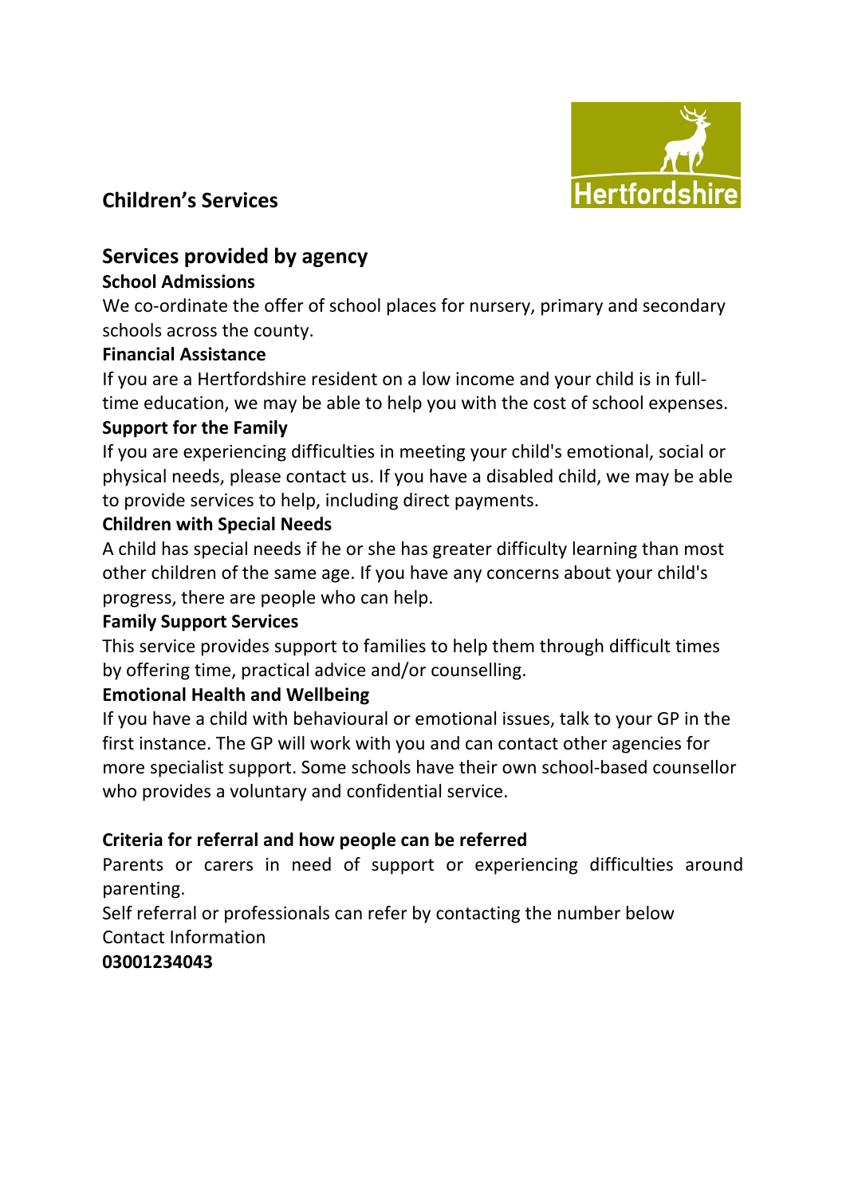## Children’s Services

### Services provided by agency

**School Admissions**

We co-ordinate the offer of school places for nursery, primary and secondary schools across the county.

**Financial Assistance**

If you are a Hertfordshire resident on a low income and your child is in full-time education, we may be able to help you with the cost of school expenses.

**Support for the Family**

If you are experiencing difficulties in meeting your child's emotional, social or physical needs, please contact us. If you have a disabled child, we may be able to provide services to help, including direct payments.

**Children with Special Needs**

A child has special needs if he or she has greater difficulty learning than most other children of the same age. If you have any concerns about your child's progress, there are people who can help.

**Family Support Services**

This service provides support to families to help them through difficult times by offering time, practical advice and/or counselling.

**Emotional Health and Wellbeing**

If you have a child with behavioural or emotional issues, talk to your GP in the first instance. The GP will work with you and can contact other agencies for more specialist support. Some schools have their own school-based counsellor who provides a voluntary and confidential service.

**Criteria for referral and how people can be referred**

Parents or carers in need of support or experiencing difficulties around parenting.

Self referral or professionals can refer by contacting the number below

Contact Information

**03001234043**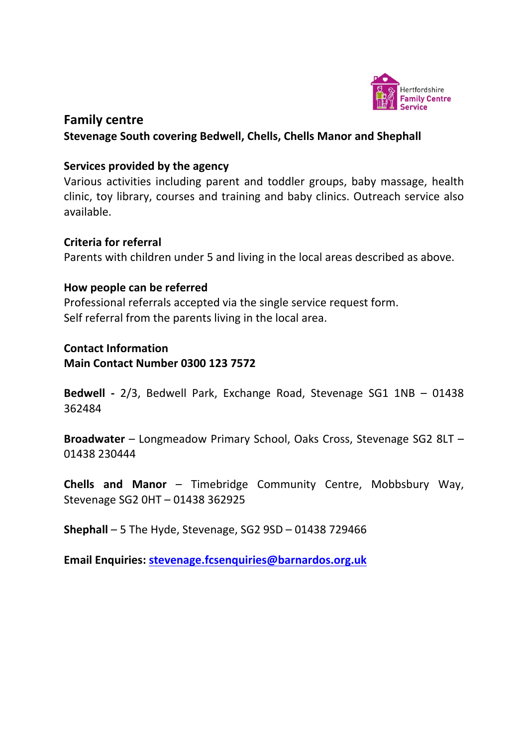Hertfordshire Family Centre Service

## Family centre

**Stevenage South covering Bedwell, Chells, Chells Manor and Shephall**

**Services provided by the agency**

Various activities including parent and toddler groups, baby massage, health clinic, toy library, courses and training and baby clinics. Outreach service also available.

**Criteria for referral**

Parents with children under 5 and living in the local areas described as above.

**How people can be referred**

Professional referrals accepted via the single service request form.
Self referral from the parents living in the local area.

**Contact Information**

**Main Contact Number 0300 123 7572**

**Bedwell -** 2/3, Bedwell Park, Exchange Road, Stevenage SG1 1NB – 01438 362484

**Broadwater** – Longmeadow Primary School, Oaks Cross, Stevenage SG2 8LT – 01438 230444

**Chells and Manor** – Timebridge Community Centre, Mobbsbury Way, Stevenage SG2 0HT – 01438 362925

**Shephall** – 5 The Hyde, Stevenage, SG2 9SD – 01438 729466

**Email Enquiries:** stevenage.fcsenquiries@barnardos.org.uk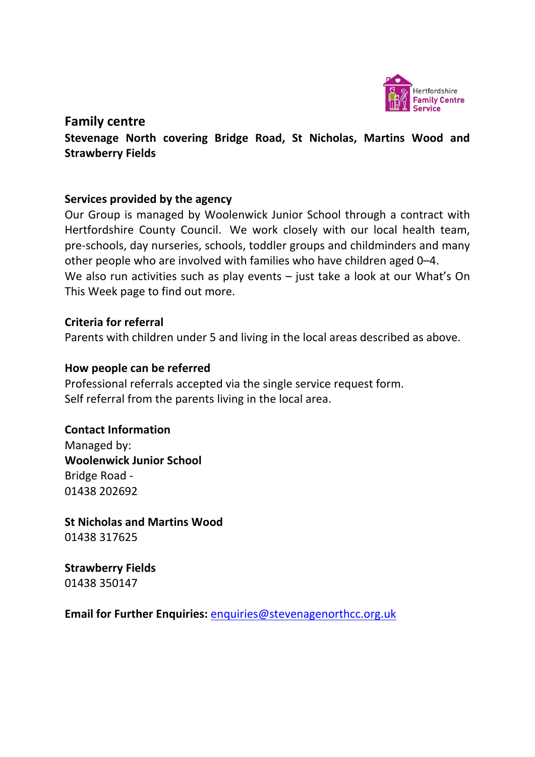## Family centre

**Stevenage North covering Bridge Road, St Nicholas, Martins Wood and Strawberry Fields**

**Services provided by the agency**

Our Group is managed by Woolenwick Junior School through a contract with Hertfordshire County Council. We work closely with our local health team, pre-schools, day nurseries, schools, toddler groups and childminders and many other people who are involved with families who have children aged 0–4.

We also run activities such as play events – just take a look at our What's On This Week page to find out more.

**Criteria for referral**

Parents with children under 5 and living in the local areas described as above.

**How people can be referred**

Professional referrals accepted via the single service request form.
Self referral from the parents living in the local area.

**Contact Information**

Managed by:
**Woolenwick Junior School**
Bridge Road -
01438 202692

**St Nicholas and Martins Wood**
01438 317625

**Strawberry Fields**
01438 350147

**Email for Further Enquiries:** enquiries@stevenagenorthcc.org.uk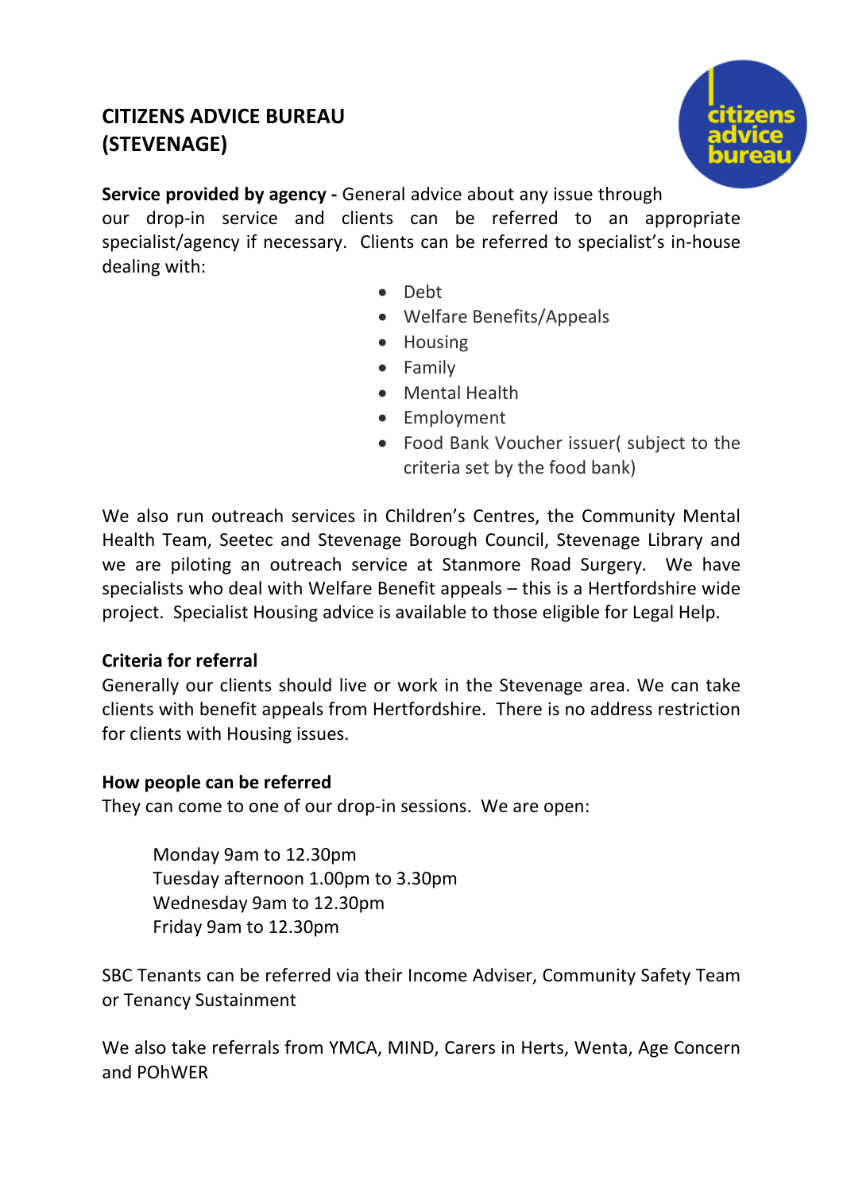## CITIZENS ADVICE BUREAU (STEVENAGE)

**Service provided by agency -** General advice about any issue through our drop-in service and clients can be referred to an appropriate specialist/agency if necessary. Clients can be referred to specialist's in-house dealing with:

- Debt
- Welfare Benefits/Appeals
- Housing
- Family
- Mental Health
- Employment
- Food Bank Voucher issuer( subject to the criteria set by the food bank)

We also run outreach services in Children's Centres, the Community Mental Health Team, Seetec and Stevenage Borough Council, Stevenage Library and we are piloting an outreach service at Stanmore Road Surgery. We have specialists who deal with Welfare Benefit appeals – this is a Hertfordshire wide project. Specialist Housing advice is available to those eligible for Legal Help.

**Criteria for referral**

Generally our clients should live or work in the Stevenage area. We can take clients with benefit appeals from Hertfordshire. There is no address restriction for clients with Housing issues.

**How people can be referred**

They can come to one of our drop-in sessions. We are open:

Monday 9am to 12.30pm
Tuesday afternoon 1.00pm to 3.30pm
Wednesday 9am to 12.30pm
Friday 9am to 12.30pm

SBC Tenants can be referred via their Income Adviser, Community Safety Team or Tenancy Sustainment

We also take referrals from YMCA, MIND, Carers in Herts, Wenta, Age Concern and POhWER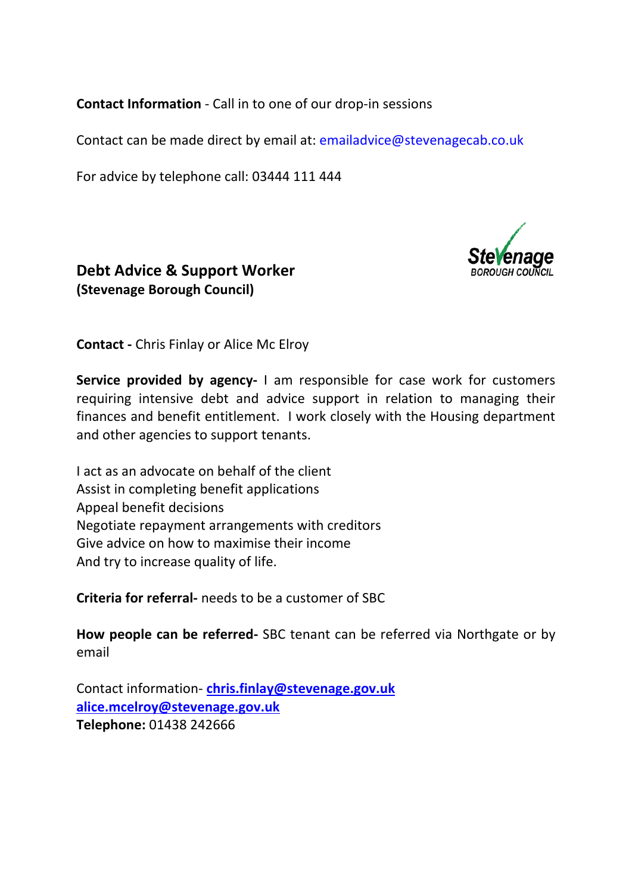**Contact Information** - Call in to one of our drop-in sessions

Contact can be made direct by email at: emailadvice@stevenagecab.co.uk

For advice by telephone call: 03444 111 444

## Debt Advice & Support Worker
**(Stevenage Borough Council)**

**Contact -** Chris Finlay or Alice Mc Elroy

**Service provided by agency-** I am responsible for case work for customers requiring intensive debt and advice support in relation to managing their finances and benefit entitlement. I work closely with the Housing department and other agencies to support tenants.

I act as an advocate on behalf of the client
Assist in completing benefit applications
Appeal benefit decisions
Negotiate repayment arrangements with creditors
Give advice on how to maximise their income
And try to increase quality of life.

**Criteria for referral-** needs to be a customer of SBC

**How people can be referred-** SBC tenant can be referred via Northgate or by email

Contact information- **chris.finlay@stevenage.gov.uk**
**alice.mcelroy@stevenage.gov.uk**
**Telephone:** 01438 242666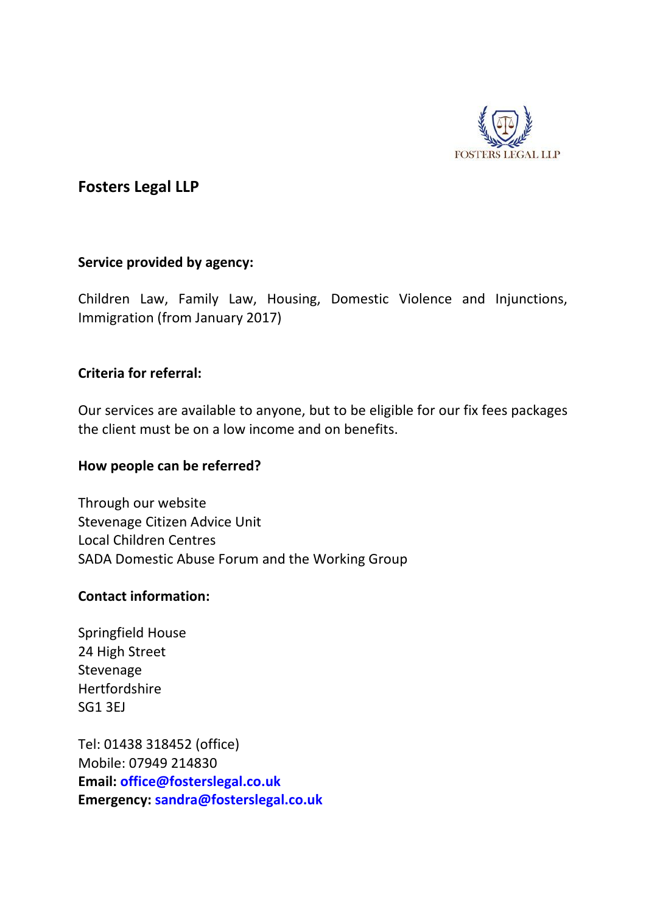## Fosters Legal LLP

**Service provided by agency:**

Children Law, Family Law, Housing, Domestic Violence and Injunctions, Immigration (from January 2017)

**Criteria for referral:**

Our services are available to anyone, but to be eligible for our fix fees packages the client must be on a low income and on benefits.

**How people can be referred?**

Through our website
Stevenage Citizen Advice Unit
Local Children Centres
SADA Domestic Abuse Forum and the Working Group

**Contact information:**

Springfield House
24 High Street
Stevenage
Hertfordshire
SG1 3EJ

Tel: 01438 318452 (office)
Mobile: 07949 214830
**Email:** **office@fosterslegal.co.uk**
**Emergency:** **sandra@fosterslegal.co.uk**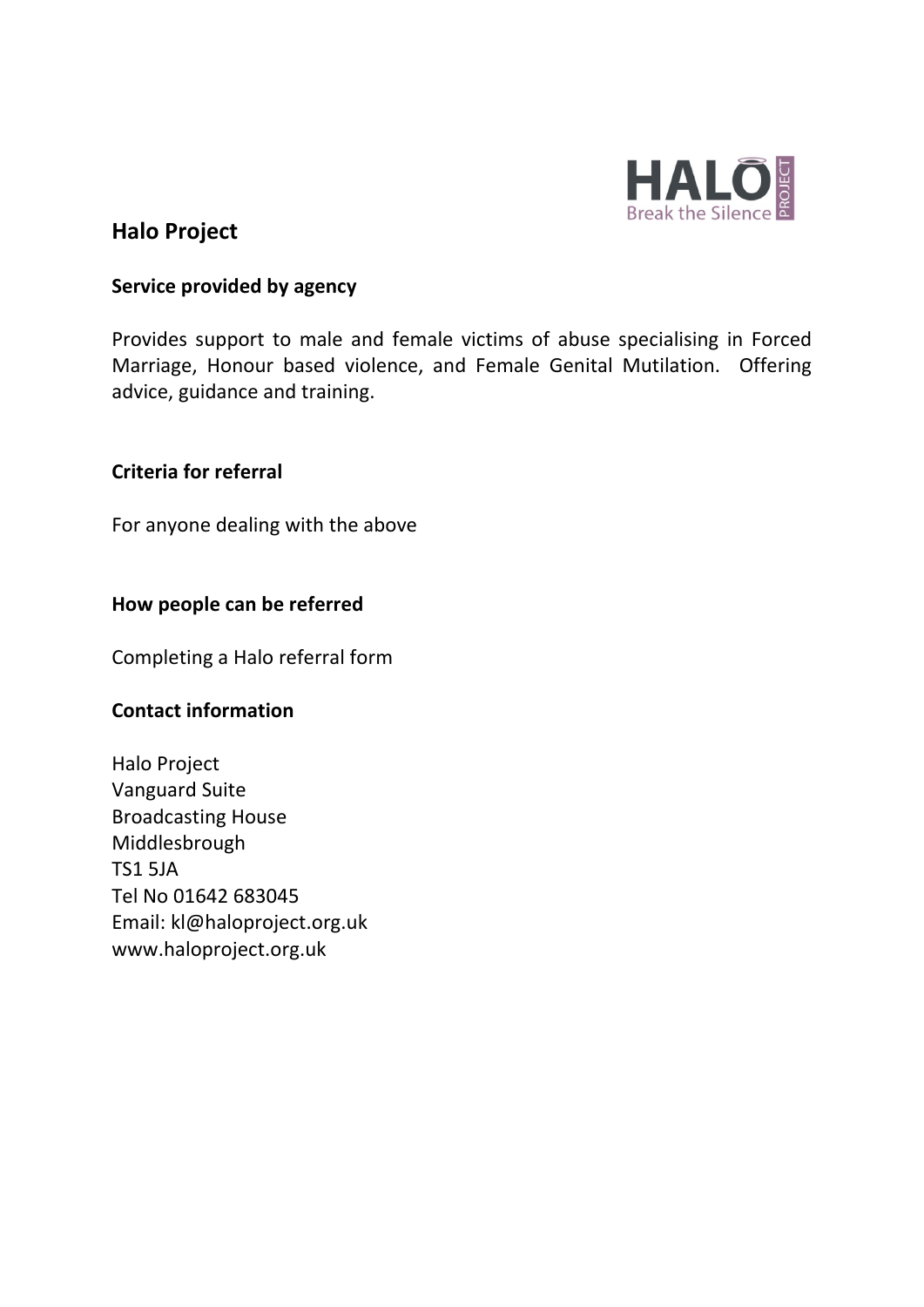## Halo Project

### Service provided by agency

Provides support to male and female victims of abuse specialising in Forced Marriage, Honour based violence, and Female Genital Mutilation. Offering advice, guidance and training.

### Criteria for referral

For anyone dealing with the above

### How people can be referred

Completing a Halo referral form

### Contact information

Halo Project
Vanguard Suite
Broadcasting House
Middlesbrough
TS1 5JA
Tel No 01642 683045
Email: kl@haloproject.org.uk
www.haloproject.org.uk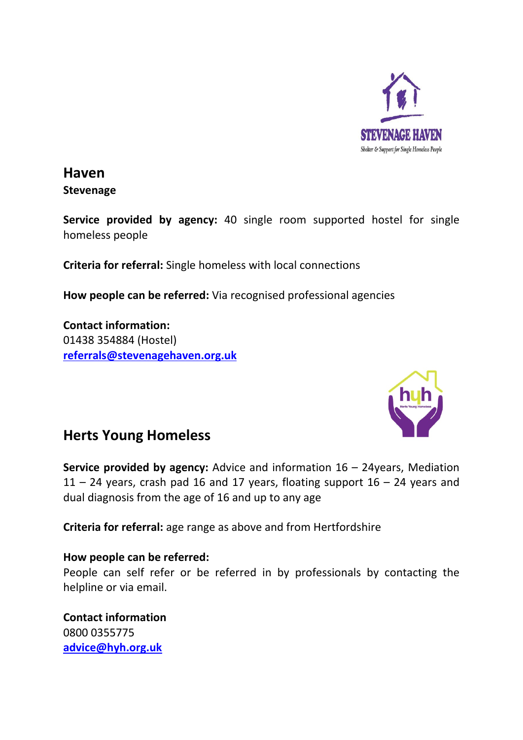## Haven

**Stevenage**

**Service provided by agency:** 40 single room supported hostel for single homeless people

**Criteria for referral:** Single homeless with local connections

**How people can be referred:** Via recognised professional agencies

**Contact information:**
01438 354884 (Hostel)
**referrals@stevenagehaven.org.uk**

## Herts Young Homeless

**Service provided by agency:** Advice and information 16 – 24years, Mediation 11 – 24 years, crash pad 16 and 17 years, floating support 16 – 24 years and dual diagnosis from the age of 16 and up to any age

**Criteria for referral:** age range as above and from Hertfordshire

**How people can be referred:**
People can self refer or be referred in by professionals by contacting the helpline or via email.

**Contact information**
0800 0355775
**advice@hyh.org.uk**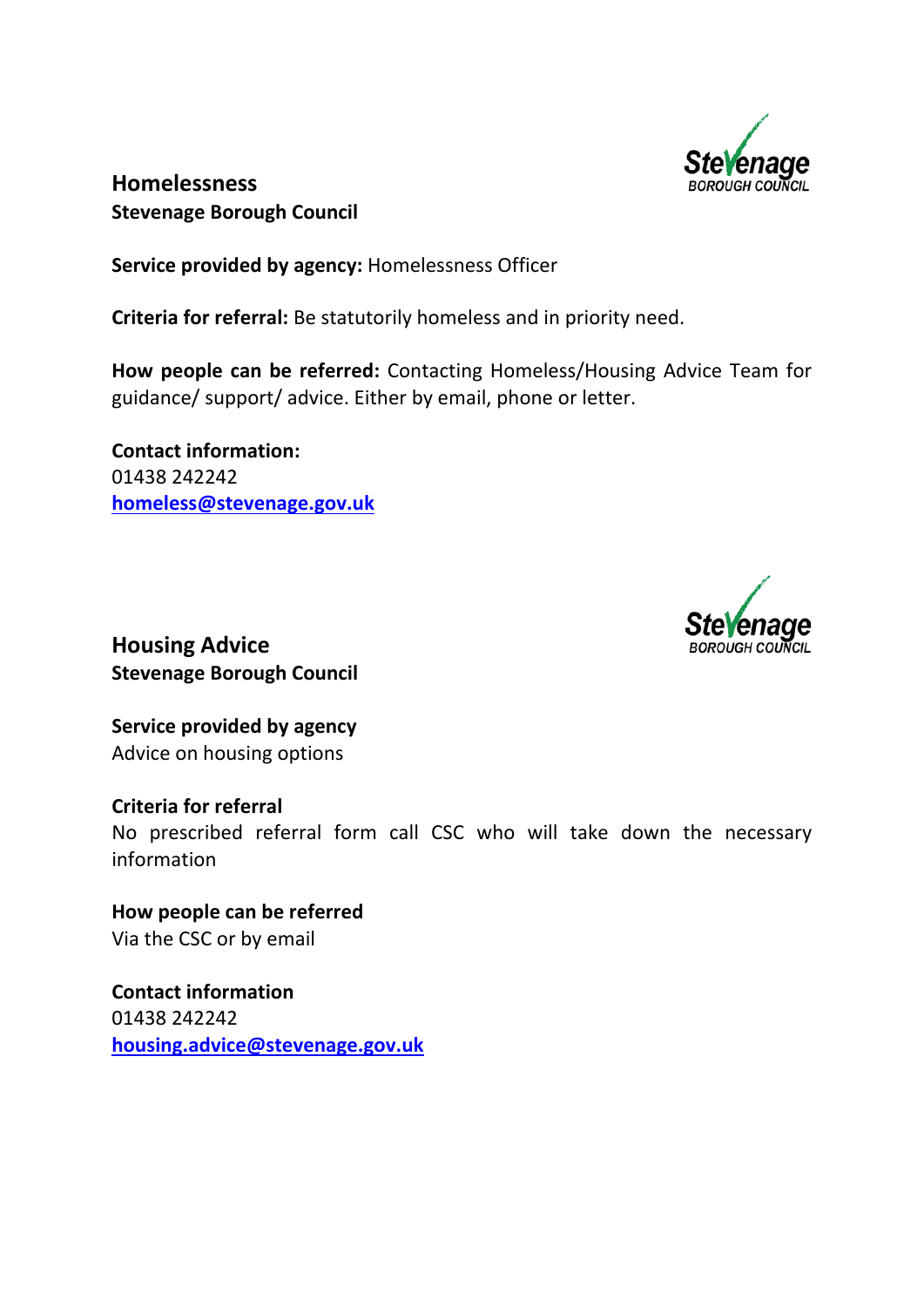## Homelessness

**Stevenage Borough Council**

**Service provided by agency:** Homelessness Officer

**Criteria for referral:** Be statutorily homeless and in priority need.

**How people can be referred:** Contacting Homeless/Housing Advice Team for guidance/ support/ advice. Either by email, phone or letter.

**Contact information:**
01438 242242
**homeless@stevenage.gov.uk**

## Housing Advice

**Stevenage Borough Council**

**Service provided by agency**
Advice on housing options

**Criteria for referral**
No prescribed referral form call CSC who will take down the necessary information

**How people can be referred**
Via the CSC or by email

**Contact information**
01438 242242
**housing.advice@stevenage.gov.uk**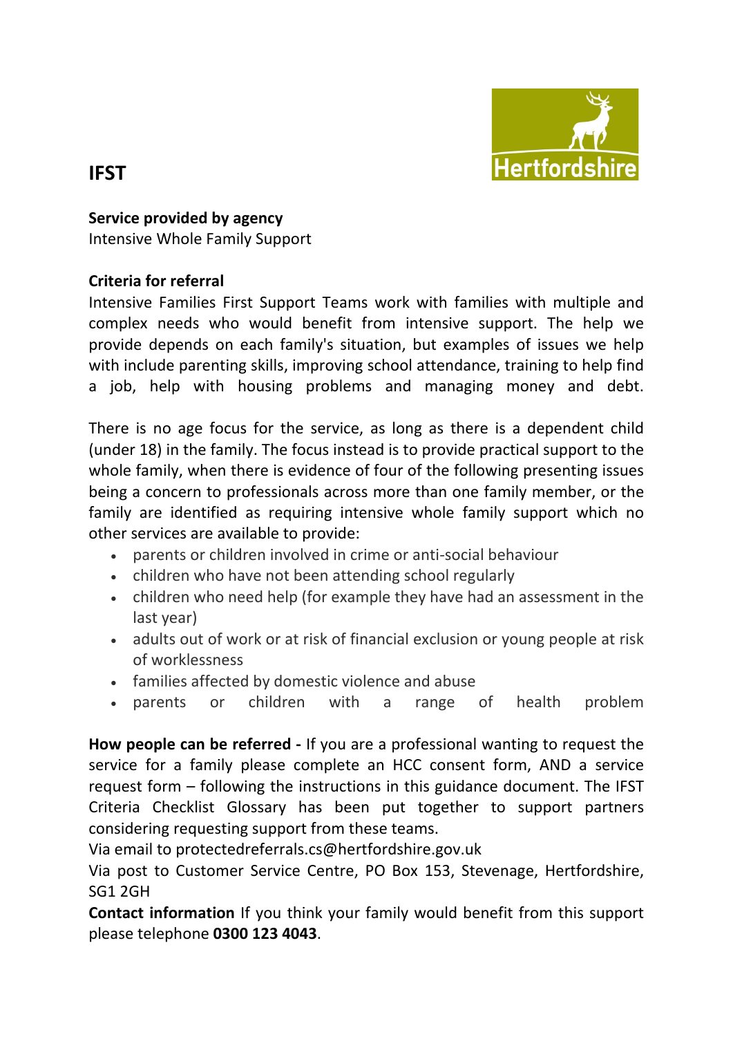# IFST

**Service provided by agency**
Intensive Whole Family Support

**Criteria for referral**
Intensive Families First Support Teams work with families with multiple and complex needs who would benefit from intensive support. The help we provide depends on each family's situation, but examples of issues we help with include parenting skills, improving school attendance, training to help find a job, help with housing problems and managing money and debt.

There is no age focus for the service, as long as there is a dependent child (under 18) in the family. The focus instead is to provide practical support to the whole family, when there is evidence of four of the following presenting issues being a concern to professionals across more than one family member, or the family are identified as requiring intensive whole family support which no other services are available to provide:

- parents or children involved in crime or anti-social behaviour
- children who have not been attending school regularly
- children who need help (for example they have had an assessment in the last year)
- adults out of work or at risk of financial exclusion or young people at risk of worklessness
- families affected by domestic violence and abuse
- parents or children with a range of health problem

**How people can be referred -** If you are a professional wanting to request the service for a family please complete an HCC consent form, AND a service request form – following the instructions in this guidance document. The IFST Criteria Checklist Glossary has been put together to support partners considering requesting support from these teams.
Via email to protectedreferrals.cs@hertfordshire.gov.uk
Via post to Customer Service Centre, PO Box 153, Stevenage, Hertfordshire, SG1 2GH
**Contact information** If you think your family would benefit from this support please telephone **0300 123 4043**.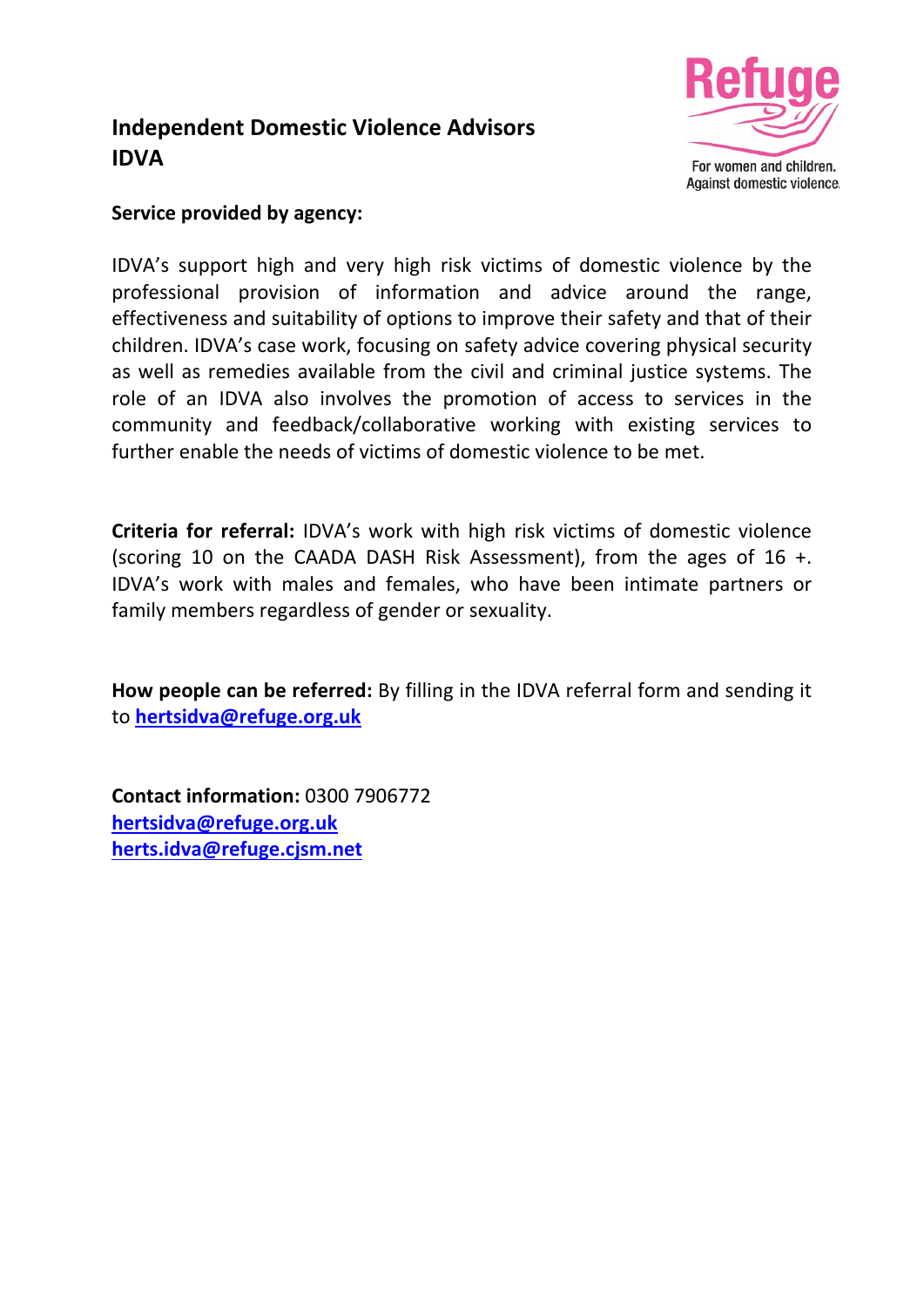# Independent Domestic Violence Advisors IDVA

Refuge
For women and children.
Against domestic violence.

**Service provided by agency:**

IDVA's support high and very high risk victims of domestic violence by the professional provision of information and advice around the range, effectiveness and suitability of options to improve their safety and that of their children. IDVA's case work, focusing on safety advice covering physical security as well as remedies available from the civil and criminal justice systems. The role of an IDVA also involves the promotion of access to services in the community and feedback/collaborative working with existing services to further enable the needs of victims of domestic violence to be met.

**Criteria for referral:** IDVA's work with high risk victims of domestic violence (scoring 10 on the CAADA DASH Risk Assessment), from the ages of 16 +. IDVA's work with males and females, who have been intimate partners or family members regardless of gender or sexuality.

**How people can be referred:** By filling in the IDVA referral form and sending it to **hertsidva@refuge.org.uk**

**Contact information:** 0300 7906772
**hertsidva@refuge.org.uk**
**herts.idva@refuge.cjsm.net**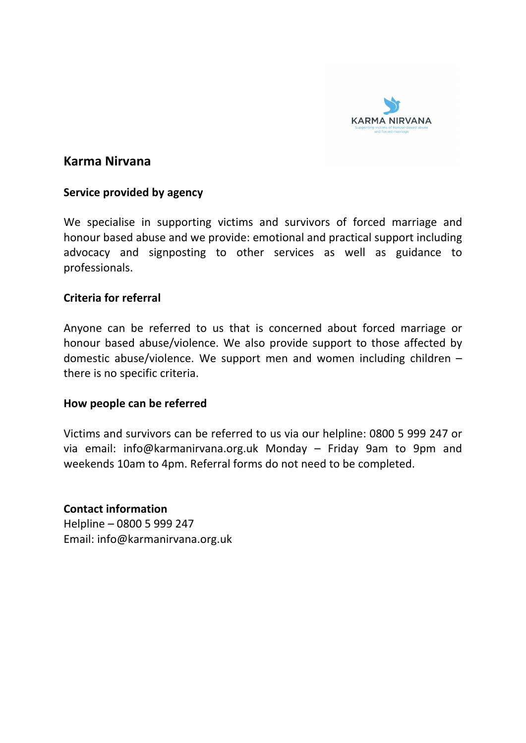## Karma Nirvana

### Service provided by agency

We specialise in supporting victims and survivors of forced marriage and honour based abuse and we provide: emotional and practical support including advocacy and signposting to other services as well as guidance to professionals.

### Criteria for referral

Anyone can be referred to us that is concerned about forced marriage or honour based abuse/violence. We also provide support to those affected by domestic abuse/violence. We support men and women including children – there is no specific criteria.

### How people can be referred

Victims and survivors can be referred to us via our helpline: 0800 5 999 247 or via email: info@karmanirvana.org.uk Monday – Friday 9am to 9pm and weekends 10am to 4pm. Referral forms do not need to be completed.

### Contact information

Helpline – 0800 5 999 247
Email: info@karmanirvana.org.uk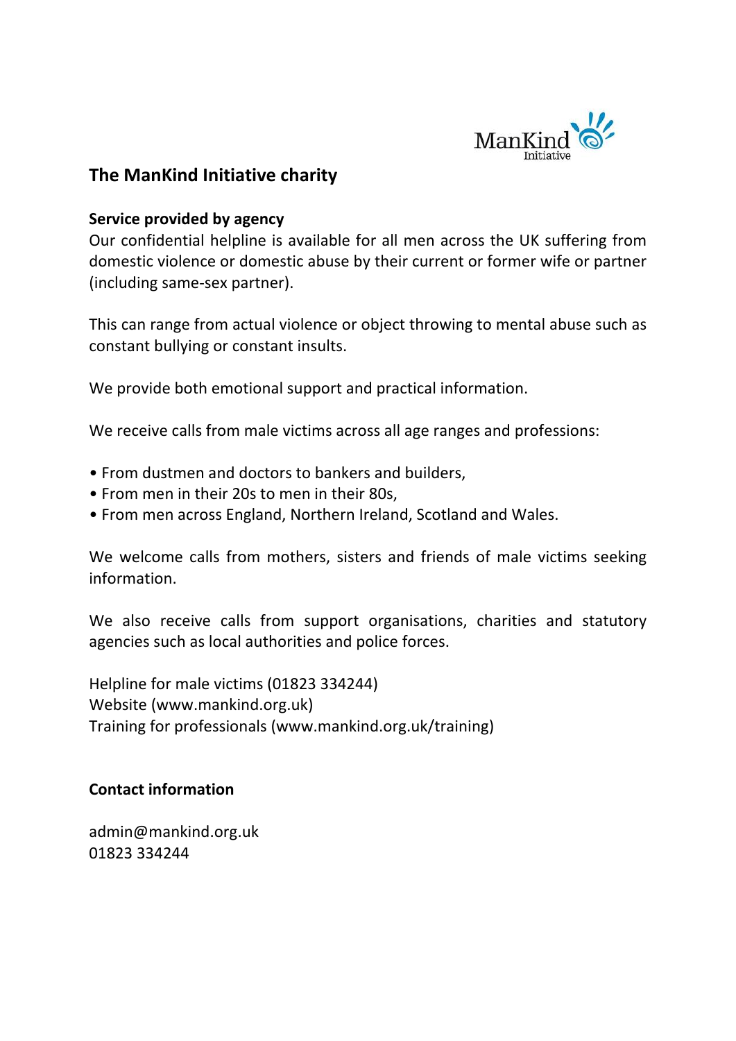## The ManKind Initiative charity

**Service provided by agency**

Our confidential helpline is available for all men across the UK suffering from domestic violence or domestic abuse by their current or former wife or partner (including same-sex partner).

This can range from actual violence or object throwing to mental abuse such as constant bullying or constant insults.

We provide both emotional support and practical information.

We receive calls from male victims across all age ranges and professions:

- From dustmen and doctors to bankers and builders,
- From men in their 20s to men in their 80s,
- From men across England, Northern Ireland, Scotland and Wales.

We welcome calls from mothers, sisters and friends of male victims seeking information.

We also receive calls from support organisations, charities and statutory agencies such as local authorities and police forces.

Helpline for male victims (01823 334244)
Website (www.mankind.org.uk)
Training for professionals (www.mankind.org.uk/training)

**Contact information**

admin@mankind.org.uk
01823 334244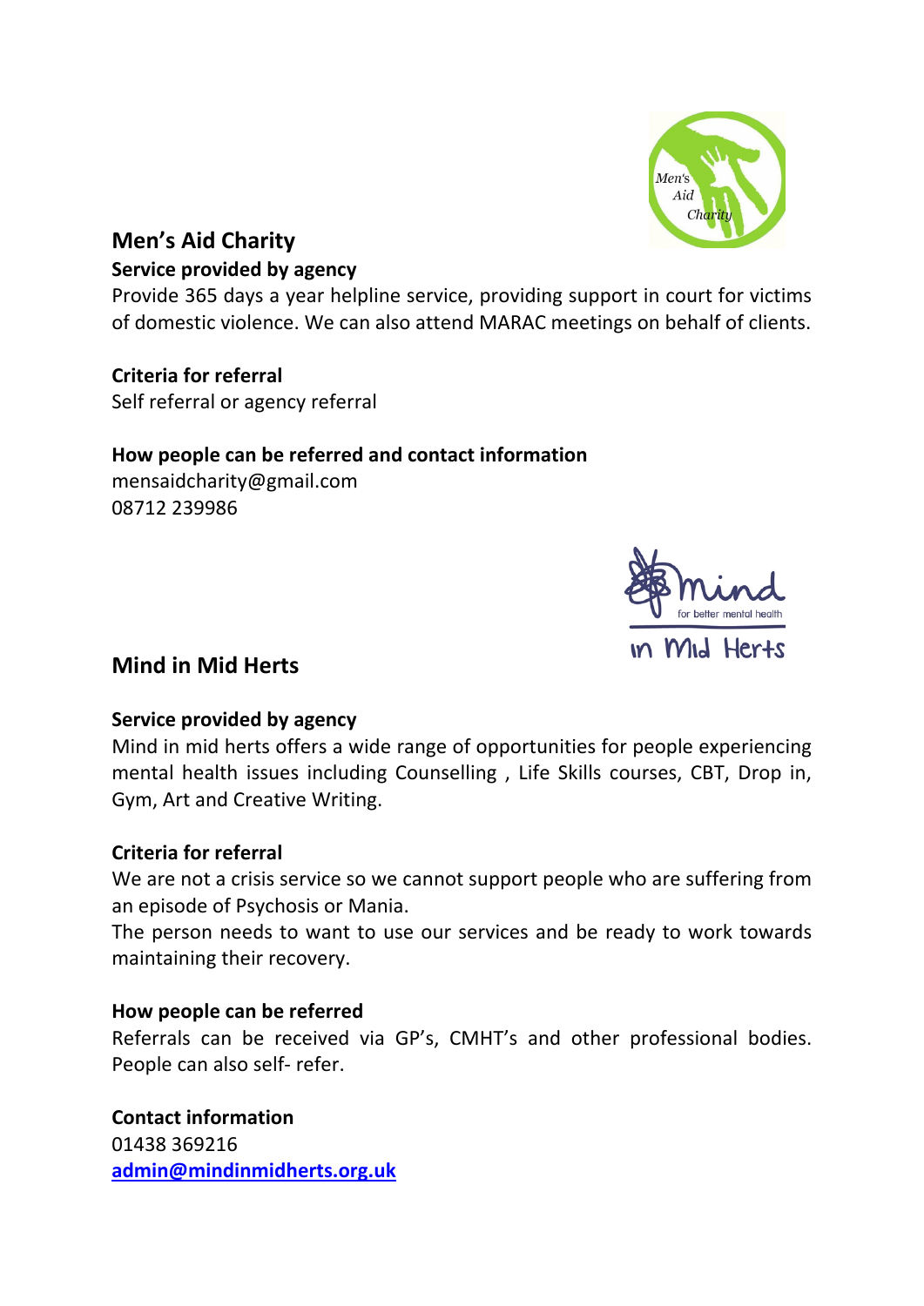## Men's Aid Charity

**Service provided by agency**

Provide 365 days a year helpline service, providing support in court for victims of domestic violence. We can also attend MARAC meetings on behalf of clients.

**Criteria for referral**

Self referral or agency referral

**How people can be referred and contact information**

mensaidcharity@gmail.com
08712 239986

## Mind in Mid Herts

**Service provided by agency**

Mind in mid herts offers a wide range of opportunities for people experiencing mental health issues including Counselling , Life Skills courses, CBT, Drop in, Gym, Art and Creative Writing.

**Criteria for referral**

We are not a crisis service so we cannot support people who are suffering from an episode of Psychosis or Mania.

The person needs to want to use our services and be ready to work towards maintaining their recovery.

**How people can be referred**

Referrals can be received via GP's, CMHT's and other professional bodies. People can also self- refer.

**Contact information**

01438 369216
**admin@mindinmidherts.org.uk**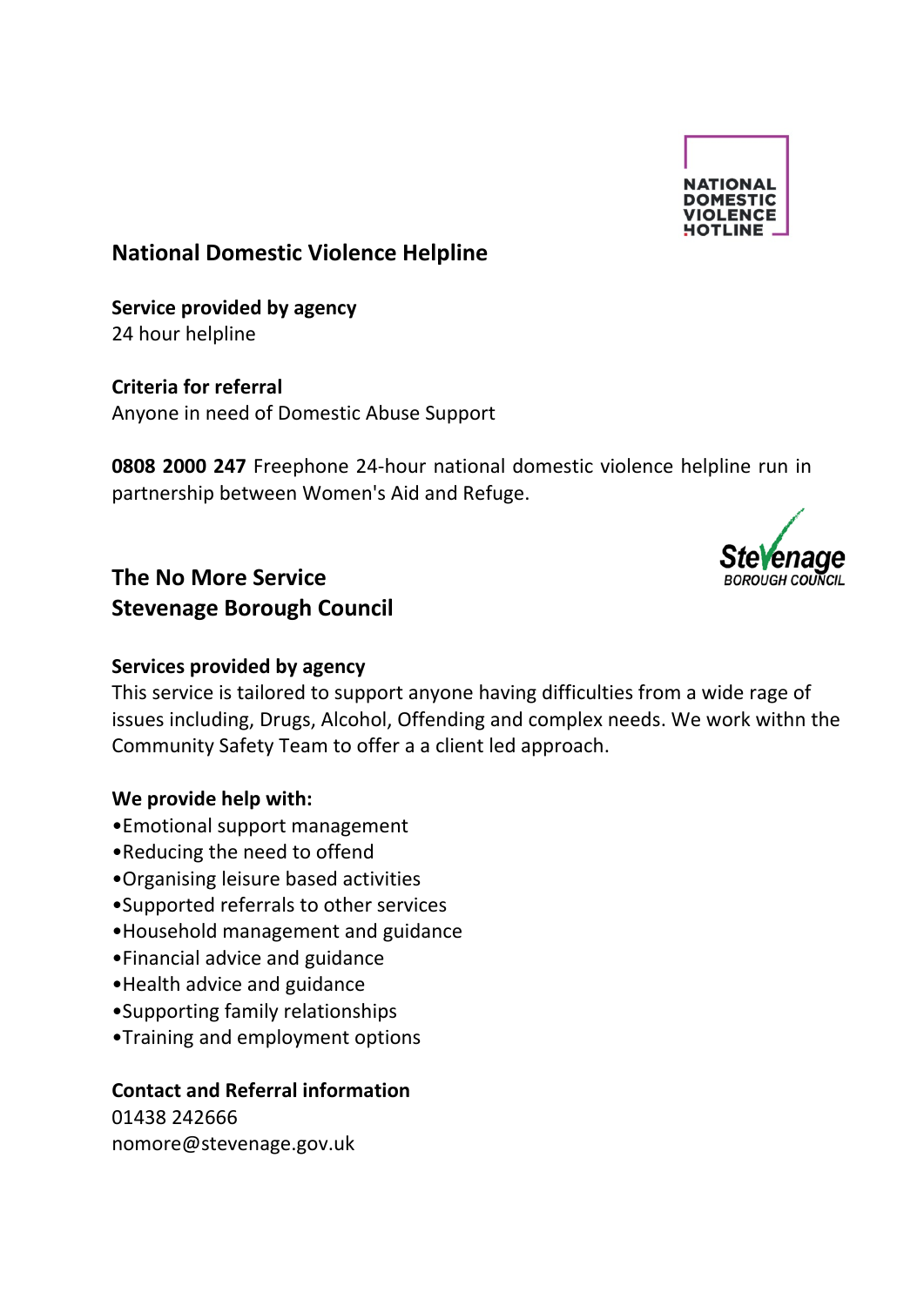## National Domestic Violence Helpline

**Service provided by agency**
24 hour helpline

**Criteria for referral**
Anyone in need of Domestic Abuse Support

**0808 2000 247** Freephone 24-hour national domestic violence helpline run in partnership between Women's Aid and Refuge.

## The No More Service
## Stevenage Borough Council

**Services provided by agency**
This service is tailored to support anyone having difficulties from a wide rage of issues including, Drugs, Alcohol, Offending and complex needs. We work withn the Community Safety Team to offer a a client led approach.

**We provide help with:**

- Emotional support management
- Reducing the need to offend
- Organising leisure based activities
- Supported referrals to other services
- Household management and guidance
- Financial advice and guidance
- Health advice and guidance
- Supporting family relationships
- Training and employment options

**Contact and Referral information**
01438 242666
nomore@stevenage.gov.uk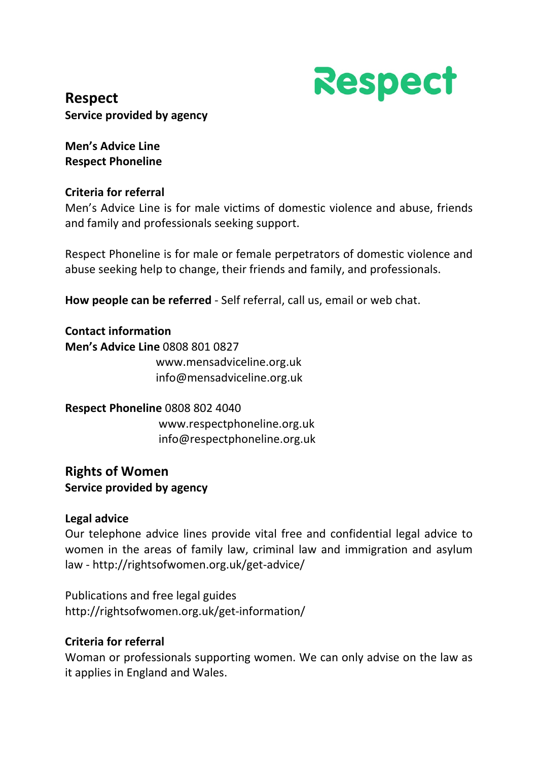## Respect

**Service provided by agency**

**Men's Advice Line**
**Respect Phoneline**

**Criteria for referral**

Men's Advice Line is for male victims of domestic violence and abuse, friends and family and professionals seeking support.

Respect Phoneline is for male or female perpetrators of domestic violence and abuse seeking help to change, their friends and family, and professionals.

**How people can be referred** - Self referral, call us, email or web chat.

**Contact information**

**Men's Advice Line** 0808 801 0827
www.mensadviceline.org.uk
info@mensadviceline.org.uk

**Respect Phoneline** 0808 802 4040
www.respectphoneline.org.uk
info@respectphoneline.org.uk

## Rights of Women

**Service provided by agency**

**Legal advice**

Our telephone advice lines provide vital free and confidential legal advice to women in the areas of family law, criminal law and immigration and asylum law - http://rightsofwomen.org.uk/get-advice/

Publications and free legal guides
http://rightsofwomen.org.uk/get-information/

**Criteria for referral**

Woman or professionals supporting women. We can only advise on the law as it applies in England and Wales.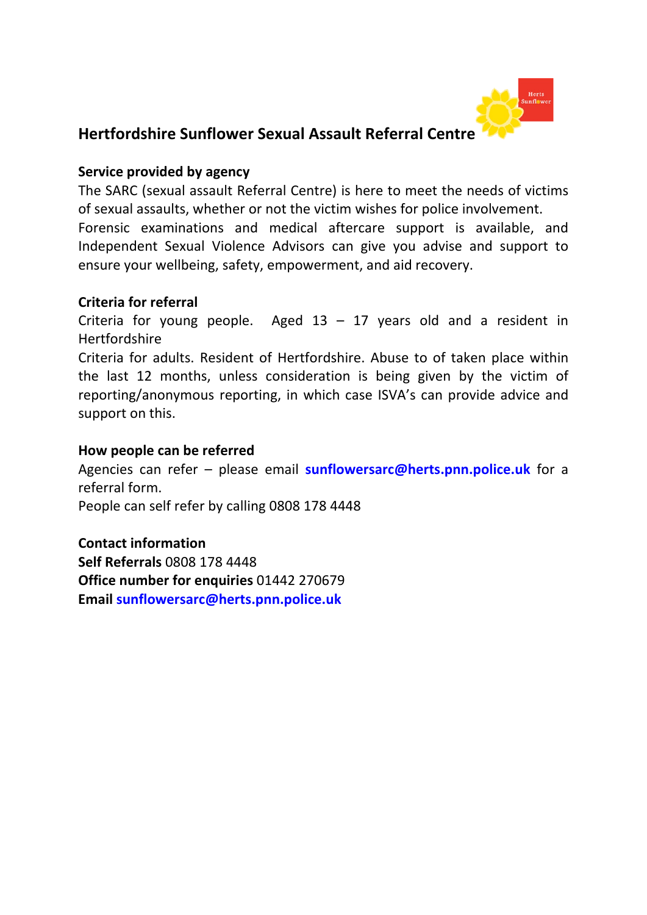## Hertfordshire Sunflower Sexual Assault Referral Centre

**Service provided by agency**

The SARC (sexual assault Referral Centre) is here to meet the needs of victims of sexual assaults, whether or not the victim wishes for police involvement.
Forensic examinations and medical aftercare support is available, and Independent Sexual Violence Advisors can give you advise and support to ensure your wellbeing, safety, empowerment, and aid recovery.

**Criteria for referral**

Criteria for young people. Aged 13 – 17 years old and a resident in Hertfordshire
Criteria for adults. Resident of Hertfordshire. Abuse to of taken place within the last 12 months, unless consideration is being given by the victim of reporting/anonymous reporting, in which case ISVA's can provide advice and support on this.

**How people can be referred**

Agencies can refer – please email **sunflowersarc@herts.pnn.police.uk** for a referral form.
People can self refer by calling 0808 178 4448

**Contact information**
**Self Referrals** 0808 178 4448
**Office number for enquiries** 01442 270679
**Email** **sunflowersarc@herts.pnn.police.uk**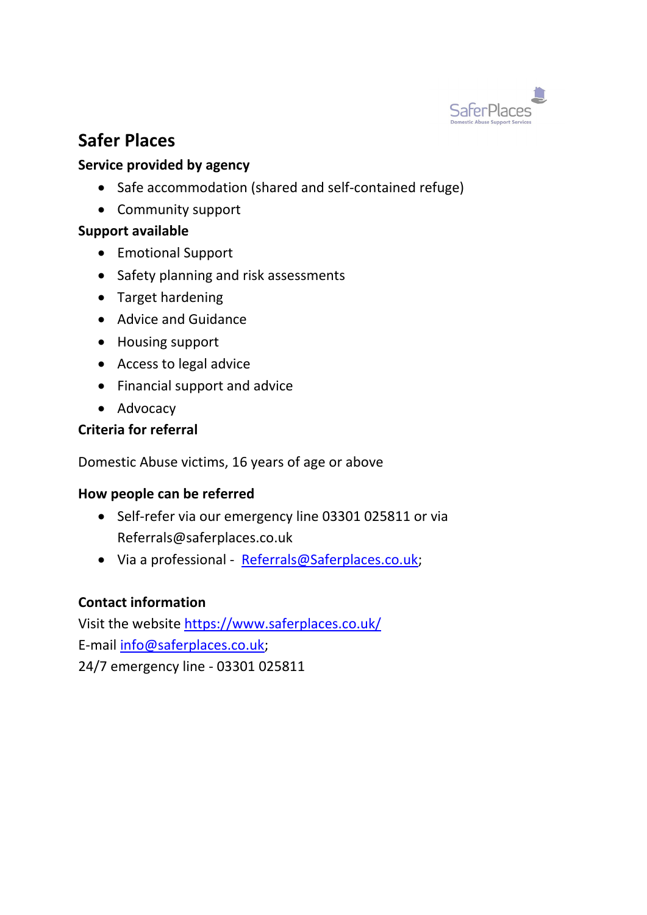# Safer Places

**Service provided by agency**

- Safe accommodation (shared and self-contained refuge)
- Community support

**Support available**

- Emotional Support
- Safety planning and risk assessments
- Target hardening
- Advice and Guidance
- Housing support
- Access to legal advice
- Financial support and advice
- Advocacy

**Criteria for referral**

Domestic Abuse victims, 16 years of age or above

**How people can be referred**

- Self-refer via our emergency line 03301 025811 or via Referrals@saferplaces.co.uk
- Via a professional - Referrals@Saferplaces.co.uk;

**Contact information**

Visit the website https://www.saferplaces.co.uk/
E-mail info@saferplaces.co.uk;
24/7 emergency line - 03301 025811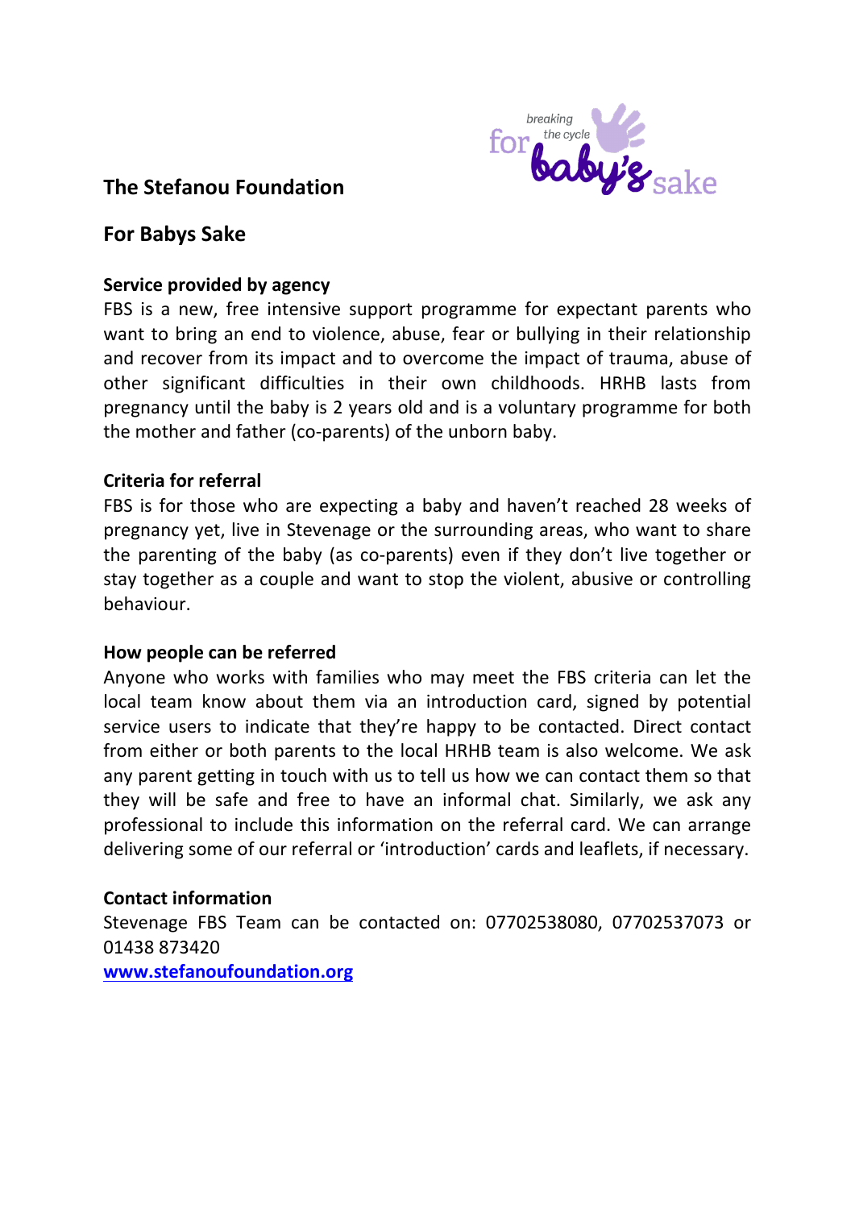## The Stefanou Foundation

## For Babys Sake

**Service provided by agency**

FBS is a new, free intensive support programme for expectant parents who want to bring an end to violence, abuse, fear or bullying in their relationship and recover from its impact and to overcome the impact of trauma, abuse of other significant difficulties in their own childhoods. HRHB lasts from pregnancy until the baby is 2 years old and is a voluntary programme for both the mother and father (co-parents) of the unborn baby.

**Criteria for referral**

FBS is for those who are expecting a baby and haven't reached 28 weeks of pregnancy yet, live in Stevenage or the surrounding areas, who want to share the parenting of the baby (as co-parents) even if they don't live together or stay together as a couple and want to stop the violent, abusive or controlling behaviour.

**How people can be referred**

Anyone who works with families who may meet the FBS criteria can let the local team know about them via an introduction card, signed by potential service users to indicate that they're happy to be contacted. Direct contact from either or both parents to the local HRHB team is also welcome. We ask any parent getting in touch with us to tell us how we can contact them so that they will be safe and free to have an informal chat. Similarly, we ask any professional to include this information on the referral card. We can arrange delivering some of our referral or 'introduction' cards and leaflets, if necessary.

**Contact information**

Stevenage FBS Team can be contacted on: 07702538080, 07702537073 or 01438 873420

[www.stefanoufoundation.org](http://www.stefanoufoundation.org)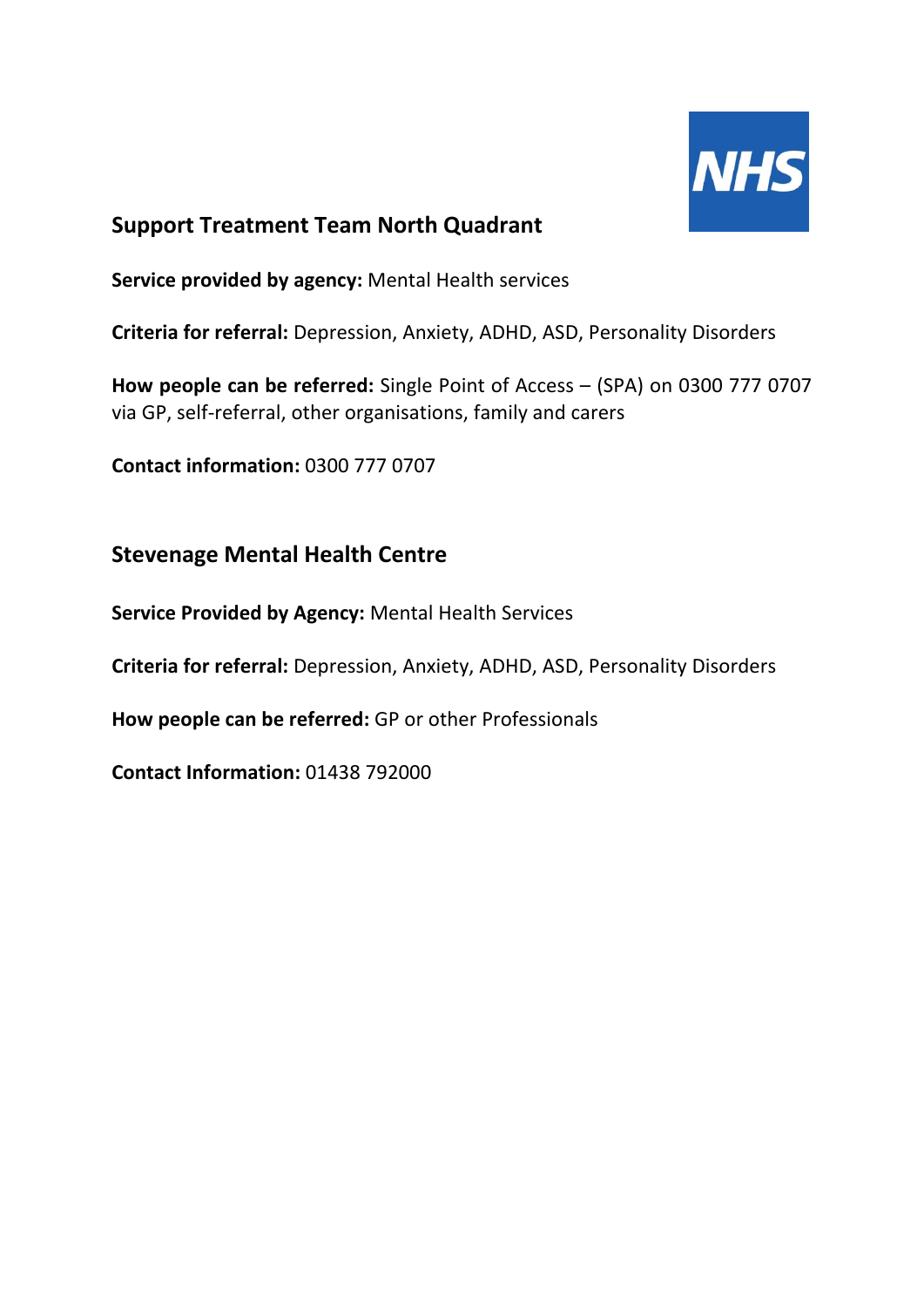## Support Treatment Team North Quadrant

**Service provided by agency:** Mental Health services

**Criteria for referral:** Depression, Anxiety, ADHD, ASD, Personality Disorders

**How people can be referred:** Single Point of Access – (SPA) on 0300 777 0707 via GP, self-referral, other organisations, family and carers

**Contact information:** 0300 777 0707

## Stevenage Mental Health Centre

**Service Provided by Agency:** Mental Health Services

**Criteria for referral:** Depression, Anxiety, ADHD, ASD, Personality Disorders

**How people can be referred:** GP or other Professionals

**Contact Information:** 01438 792000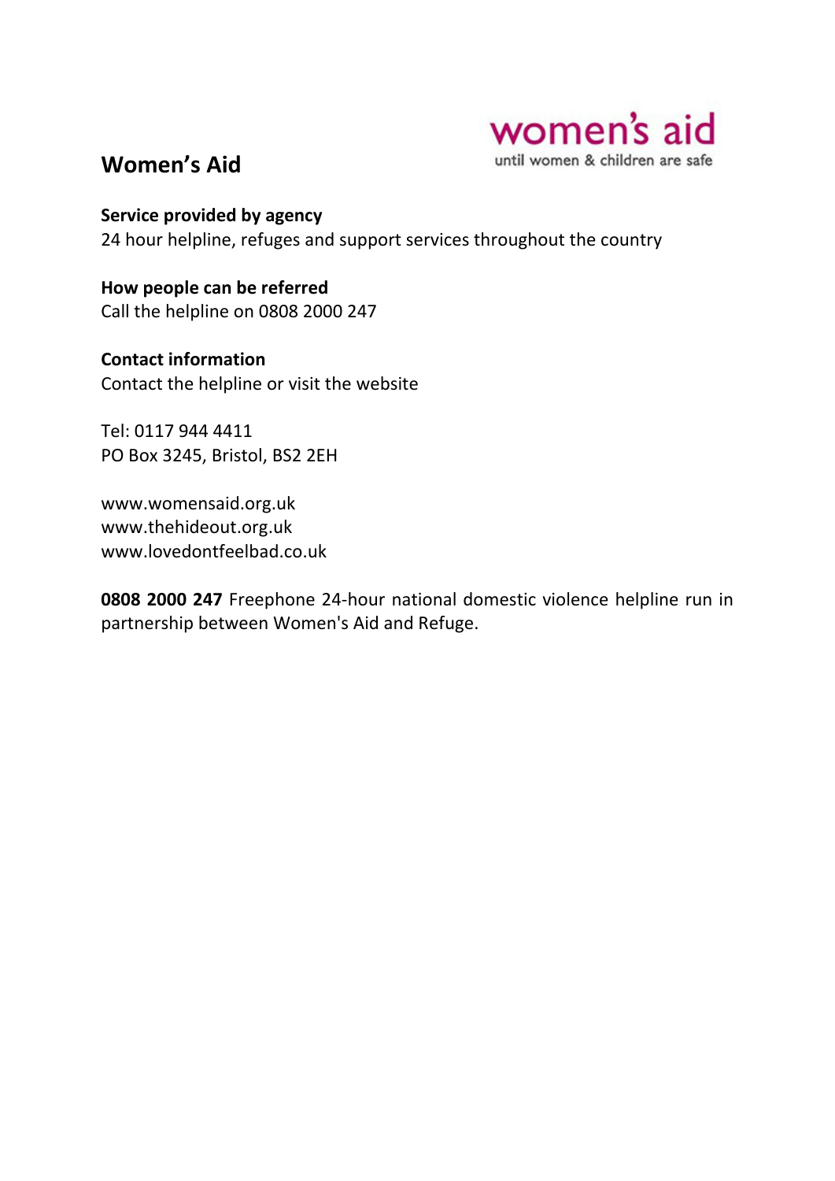## Women's Aid

women's aid
until women & children are safe

**Service provided by agency**
24 hour helpline, refuges and support services throughout the country

**How people can be referred**
Call the helpline on 0808 2000 247

**Contact information**
Contact the helpline or visit the website

Tel: 0117 944 4411
PO Box 3245, Bristol, BS2 2EH

www.womensaid.org.uk
www.thehideout.org.uk
www.lovedontfeelbad.co.uk

**0808 2000 247** Freephone 24-hour national domestic violence helpline run in partnership between Women's Aid and Refuge.